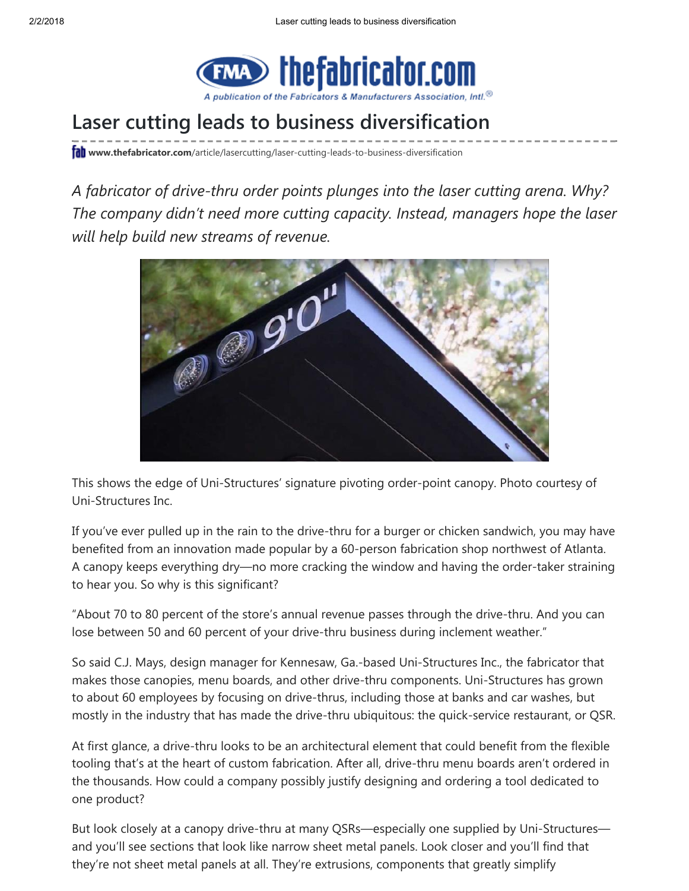# Laser cutting leads to business diversification

www.thefabricator.com/article/lasercutting/laser-cutting-leads-to-business-diversification

*A fabricator of drive-thru order points plunges into the laser cutting arena. Why? The company didn't need more cutting capacity. Instead, managers hope the laser will help build new streams of revenue.*

This shows the edge of Uni-Structures' signature pivoting order-point canopy. Photo courtesy of Uni-Structures Inc.

If you've ever pulled up in the rain to the drive-thru for a burger or chicken sandwich, you may have benefited from an innovation made popular by a 60-person fabrication shop northwest of Atlanta. A canopy keeps everything dry—no more cracking the window and having the order-taker straining to hear you. So why is this significant?

"About 70 to 80 percent of the store's annual revenue passes through the drive-thru. And you can lose between 50 and 60 percent of your drive-thru business during inclement weather."

So said C.J. Mays, design manager for Kennesaw, Ga.-based Uni-Structures Inc., the fabricator that makes those canopies, menu boards, and other drive-thru components. Uni-Structures has grown to about 60 employees by focusing on drive-thrus, including those at banks and car washes, but mostly in the industry that has made the drive-thru ubiquitous: the quick-service restaurant, or QSR.

At first glance, a drive-thru looks to be an architectural element that could benefit from the flexible tooling that's at the heart of custom fabrication. After all, drive-thru menu boards aren't ordered in the thousands. How could a company possibly justify designing and ordering a tool dedicated to one product?

But look closely at a canopy drive-thru at many QSRs—especially one supplied by Uni-Structures—and you'll see sections that look like narrow sheet metal panels. Look closer and you'll find that they're not sheet metal panels at all. They're extrusions, components that greatly simplify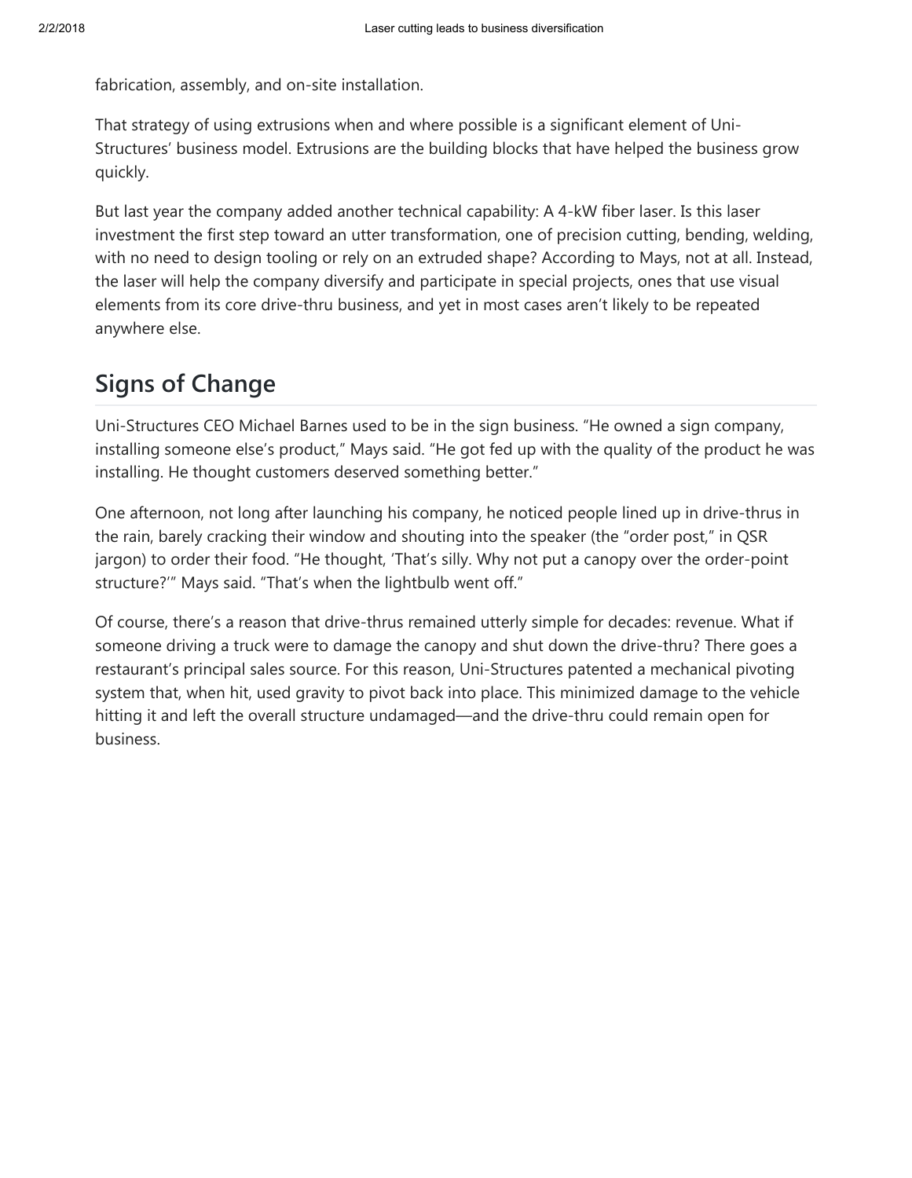fabrication, assembly, and on-site installation.

That strategy of using extrusions when and where possible is a significant element of Uni-Structures' business model. Extrusions are the building blocks that have helped the business grow quickly.

But last year the company added another technical capability: A 4-kW fiber laser. Is this laser investment the first step toward an utter transformation, one of precision cutting, bending, welding, with no need to design tooling or rely on an extruded shape? According to Mays, not at all. Instead, the laser will help the company diversify and participate in special projects, ones that use visual elements from its core drive-thru business, and yet in most cases aren't likely to be repeated anywhere else.

## Signs of Change

Uni-Structures CEO Michael Barnes used to be in the sign business. "He owned a sign company, installing someone else's product," Mays said. "He got fed up with the quality of the product he was installing. He thought customers deserved something better."

One afternoon, not long after launching his company, he noticed people lined up in drive-thrus in the rain, barely cracking their window and shouting into the speaker (the "order post," in QSR jargon) to order their food. "He thought, 'That's silly. Why not put a canopy over the order-point structure?'" Mays said. "That's when the lightbulb went off."

Of course, there's a reason that drive-thrus remained utterly simple for decades: revenue. What if someone driving a truck were to damage the canopy and shut down the drive-thru? There goes a restaurant's principal sales source. For this reason, Uni-Structures patented a mechanical pivoting system that, when hit, used gravity to pivot back into place. This minimized damage to the vehicle hitting it and left the overall structure undamaged—and the drive-thru could remain open for business.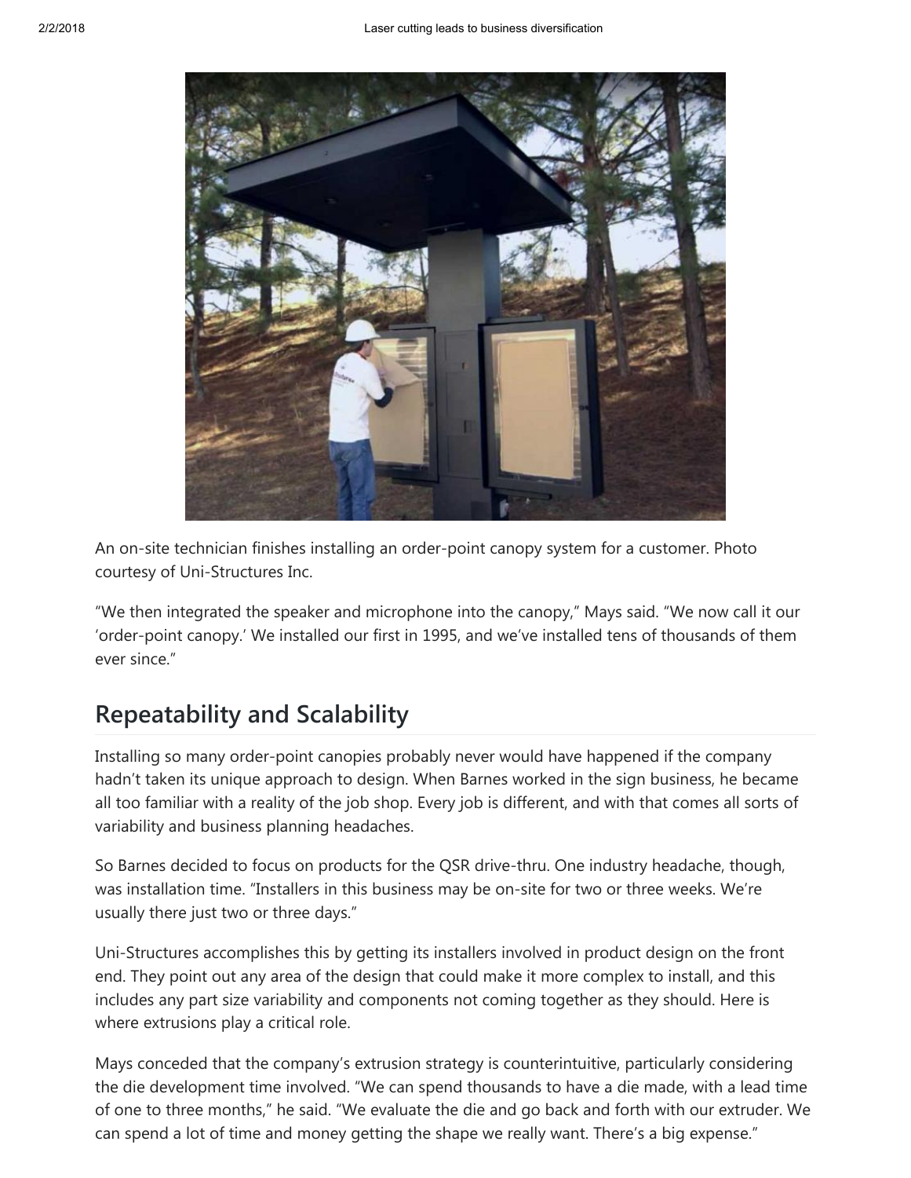An on-site technician finishes installing an order-point canopy system for a customer. Photo courtesy of Uni-Structures Inc.

"We then integrated the speaker and microphone into the canopy," Mays said. "We now call it our 'order-point canopy.' We installed our first in 1995, and we've installed tens of thousands of them ever since."

## Repeatability and Scalability

Installing so many order-point canopies probably never would have happened if the company hadn't taken its unique approach to design. When Barnes worked in the sign business, he became all too familiar with a reality of the job shop. Every job is different, and with that comes all sorts of variability and business planning headaches.

So Barnes decided to focus on products for the QSR drive-thru. One industry headache, though, was installation time. "Installers in this business may be on-site for two or three weeks. We're usually there just two or three days."

Uni-Structures accomplishes this by getting its installers involved in product design on the front end. They point out any area of the design that could make it more complex to install, and this includes any part size variability and components not coming together as they should. Here is where extrusions play a critical role.

Mays conceded that the company's extrusion strategy is counterintuitive, particularly considering the die development time involved. "We can spend thousands to have a die made, with a lead time of one to three months," he said. "We evaluate the die and go back and forth with our extruder. We can spend a lot of time and money getting the shape we really want. There's a big expense."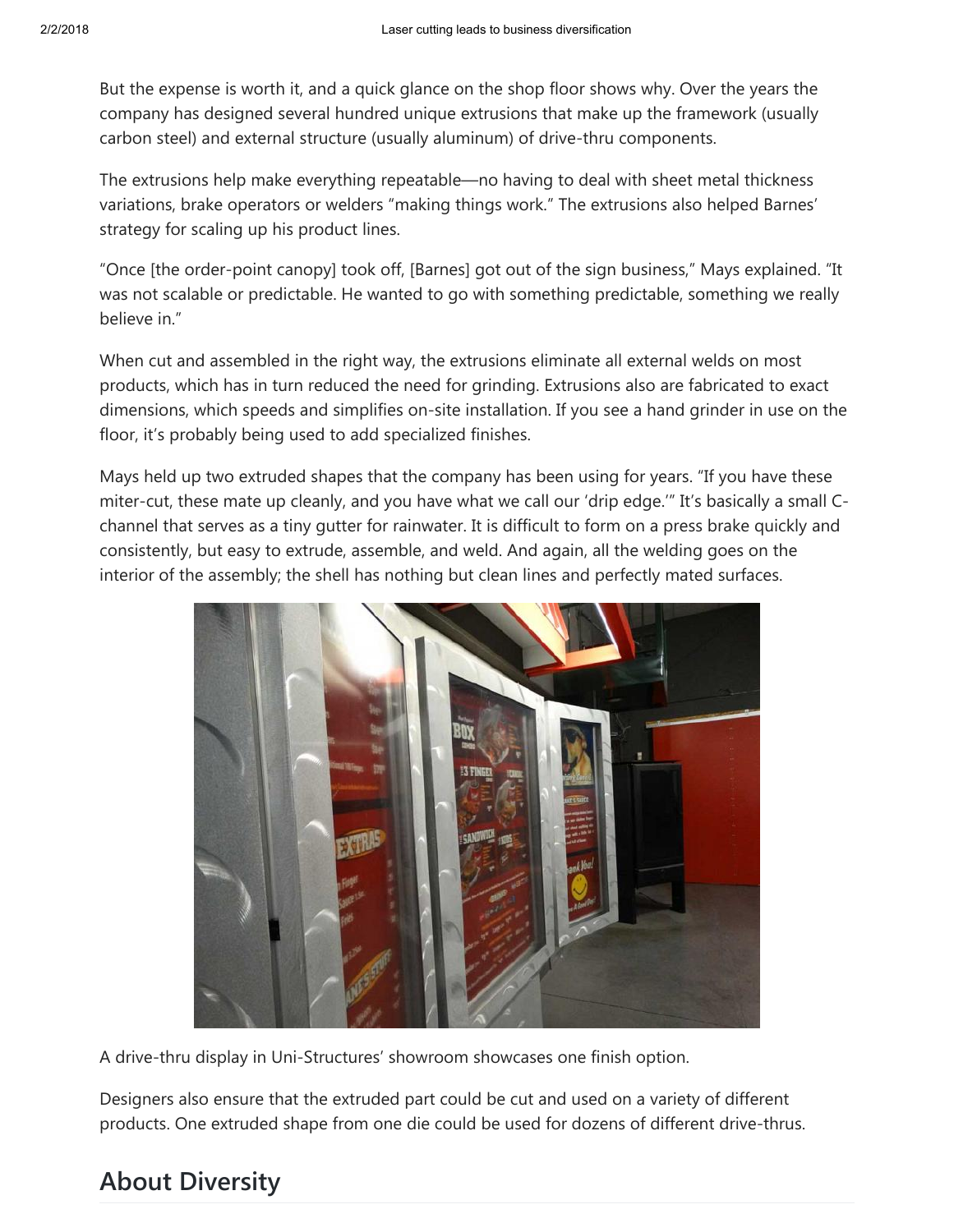But the expense is worth it, and a quick glance on the shop floor shows why. Over the years the company has designed several hundred unique extrusions that make up the framework (usually carbon steel) and external structure (usually aluminum) of drive-thru components.

The extrusions help make everything repeatable—no having to deal with sheet metal thickness variations, brake operators or welders "making things work." The extrusions also helped Barnes' strategy for scaling up his product lines.

"Once [the order-point canopy] took off, [Barnes] got out of the sign business," Mays explained. "It was not scalable or predictable. He wanted to go with something predictable, something we really believe in."

When cut and assembled in the right way, the extrusions eliminate all external welds on most products, which has in turn reduced the need for grinding. Extrusions also are fabricated to exact dimensions, which speeds and simplifies on-site installation. If you see a hand grinder in use on the floor, it's probably being used to add specialized finishes.

Mays held up two extruded shapes that the company has been using for years. "If you have these miter-cut, these mate up cleanly, and you have what we call our 'drip edge.'" It's basically a small C-channel that serves as a tiny gutter for rainwater. It is difficult to form on a press brake quickly and consistently, but easy to extrude, assemble, and weld. And again, all the welding goes on the interior of the assembly; the shell has nothing but clean lines and perfectly mated surfaces.

A drive-thru display in Uni-Structures' showroom showcases one finish option.

Designers also ensure that the extruded part could be cut and used on a variety of different products. One extruded shape from one die could be used for dozens of different drive-thrus.

## About Diversity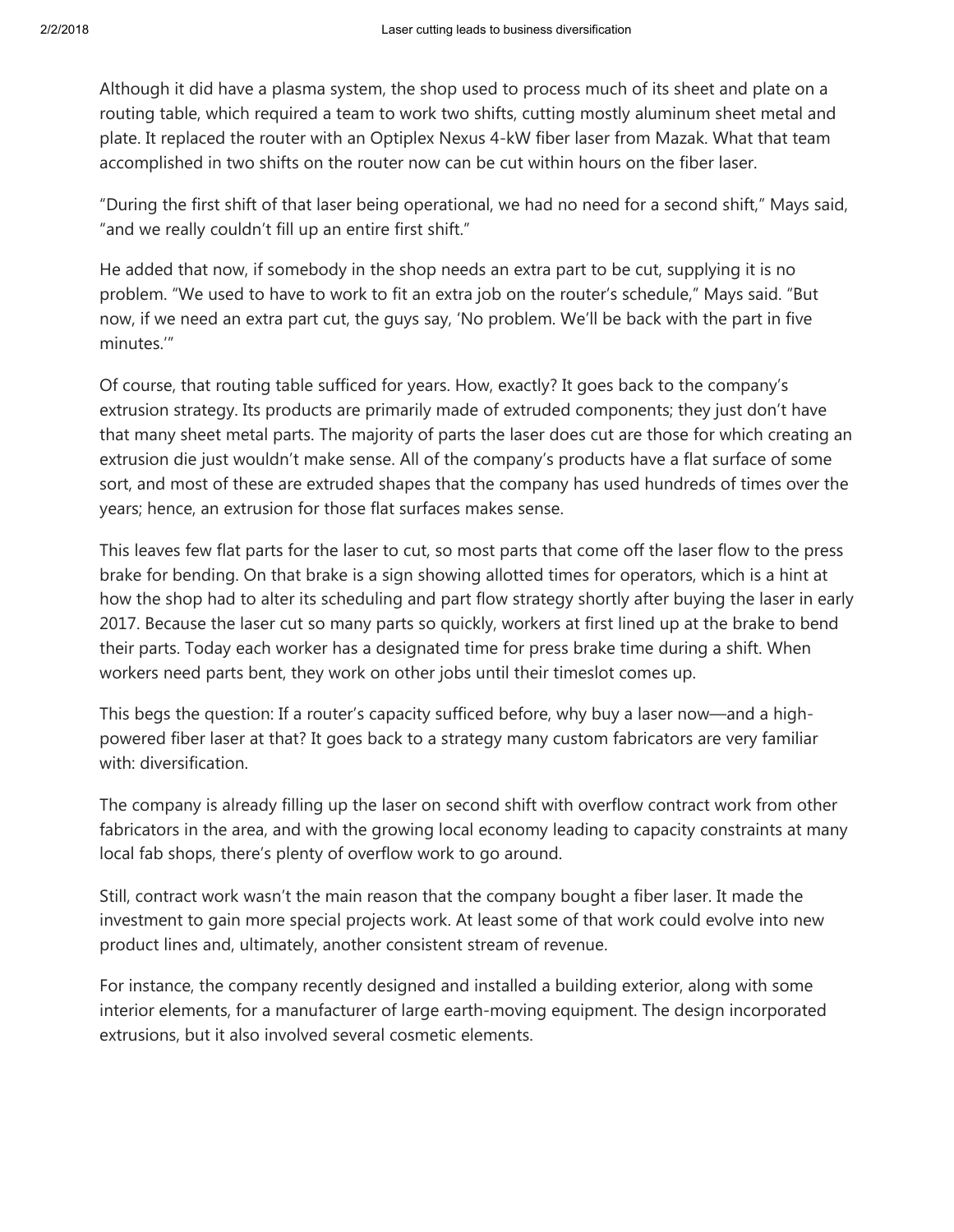Although it did have a plasma system, the shop used to process much of its sheet and plate on a routing table, which required a team to work two shifts, cutting mostly aluminum sheet metal and plate. It replaced the router with an Optiplex Nexus 4-kW fiber laser from Mazak. What that team accomplished in two shifts on the router now can be cut within hours on the fiber laser.

“During the first shift of that laser being operational, we had no need for a second shift,” Mays said, “and we really couldn’t fill up an entire first shift.”

He added that now, if somebody in the shop needs an extra part to be cut, supplying it is no problem. “We used to have to work to fit an extra job on the router’s schedule,” Mays said. “But now, if we need an extra part cut, the guys say, ‘No problem. We’ll be back with the part in five minutes.’”

Of course, that routing table sufficed for years. How, exactly? It goes back to the company’s extrusion strategy. Its products are primarily made of extruded components; they just don’t have that many sheet metal parts. The majority of parts the laser does cut are those for which creating an extrusion die just wouldn’t make sense. All of the company’s products have a flat surface of some sort, and most of these are extruded shapes that the company has used hundreds of times over the years; hence, an extrusion for those flat surfaces makes sense.

This leaves few flat parts for the laser to cut, so most parts that come off the laser flow to the press brake for bending. On that brake is a sign showing allotted times for operators, which is a hint at how the shop had to alter its scheduling and part flow strategy shortly after buying the laser in early 2017. Because the laser cut so many parts so quickly, workers at first lined up at the brake to bend their parts. Today each worker has a designated time for press brake time during a shift. When workers need parts bent, they work on other jobs until their timeslot comes up.

This begs the question: If a router’s capacity sufficed before, why buy a laser now—and a high-powered fiber laser at that? It goes back to a strategy many custom fabricators are very familiar with: diversification.

The company is already filling up the laser on second shift with overflow contract work from other fabricators in the area, and with the growing local economy leading to capacity constraints at many local fab shops, there’s plenty of overflow work to go around.

Still, contract work wasn’t the main reason that the company bought a fiber laser. It made the investment to gain more special projects work. At least some of that work could evolve into new product lines and, ultimately, another consistent stream of revenue.

For instance, the company recently designed and installed a building exterior, along with some interior elements, for a manufacturer of large earth-moving equipment. The design incorporated extrusions, but it also involved several cosmetic elements.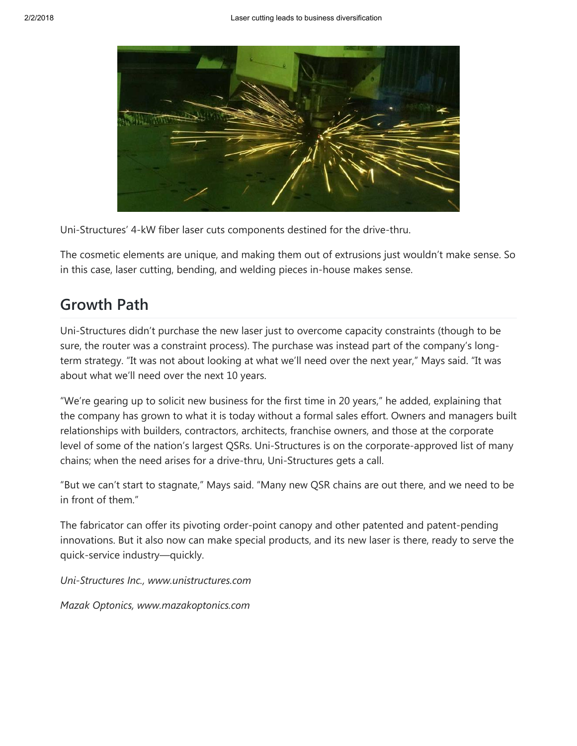Uni-Structures' 4-kW fiber laser cuts components destined for the drive-thru.

The cosmetic elements are unique, and making them out of extrusions just wouldn't make sense. So in this case, laser cutting, bending, and welding pieces in-house makes sense.

## Growth Path

Uni-Structures didn't purchase the new laser just to overcome capacity constraints (though to be sure, the router was a constraint process). The purchase was instead part of the company's long-term strategy. "It was not about looking at what we'll need over the next year," Mays said. "It was about what we'll need over the next 10 years.

"We're gearing up to solicit new business for the first time in 20 years," he added, explaining that the company has grown to what it is today without a formal sales effort. Owners and managers built relationships with builders, contractors, architects, franchise owners, and those at the corporate level of some of the nation's largest QSRs. Uni-Structures is on the corporate-approved list of many chains; when the need arises for a drive-thru, Uni-Structures gets a call.

"But we can't start to stagnate," Mays said. "Many new QSR chains are out there, and we need to be in front of them."

The fabricator can offer its pivoting order-point canopy and other patented and patent-pending innovations. But it also now can make special products, and its new laser is there, ready to serve the quick-service industry—quickly.

*Uni-Structures Inc., www.unistructures.com*

*Mazak Optonics, www.mazakoptonics.com*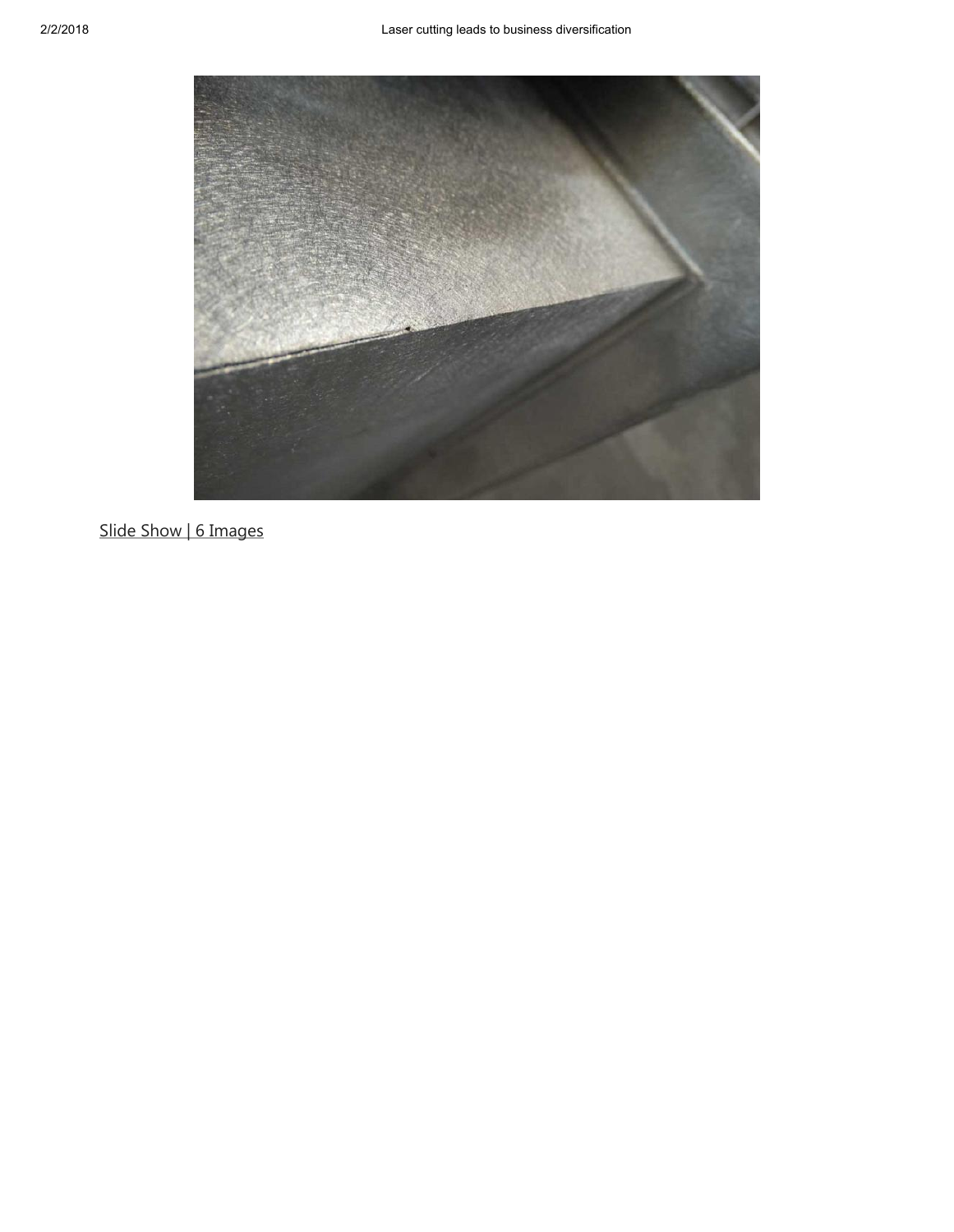Slide Show | 6 Images